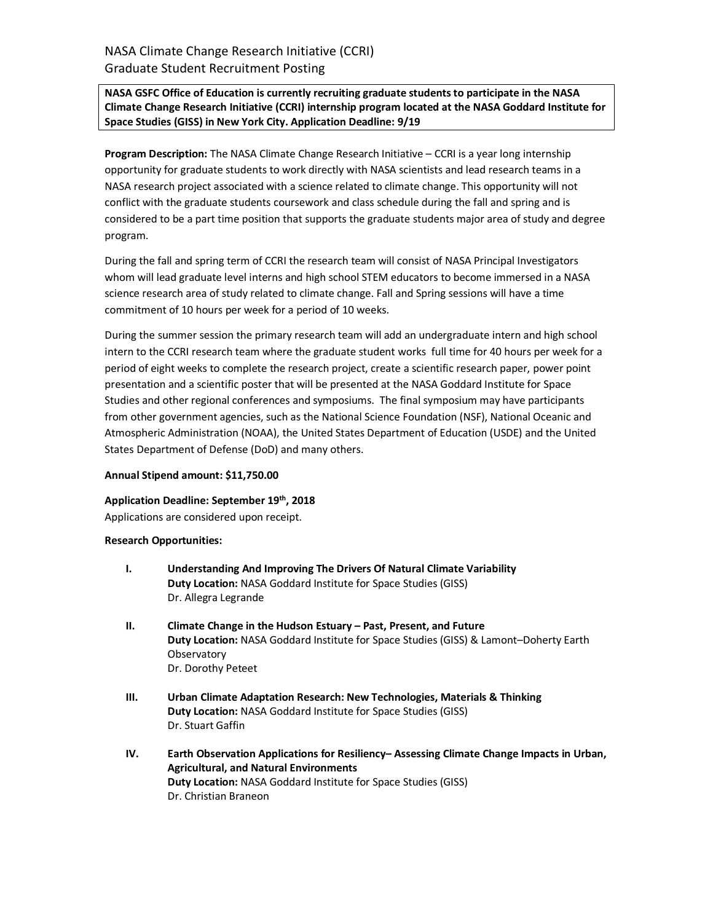# NASA Climate Change Research Initiative (CCRI)
## Graduate Student Recruitment Posting

**NASA GSFC Office of Education is currently recruiting graduate students to participate in the NASA Climate Change Research Initiative (CCRI) internship program located at the NASA Goddard Institute for Space Studies (GISS) in New York City. Application Deadline: 9/19**

**Program Description:** The NASA Climate Change Research Initiative – CCRI is a year long internship opportunity for graduate students to work directly with NASA scientists and lead research teams in a NASA research project associated with a science related to climate change. This opportunity will not conflict with the graduate students coursework and class schedule during the fall and spring and is considered to be a part time position that supports the graduate students major area of study and degree program.

During the fall and spring term of CCRI the research team will consist of NASA Principal Investigators whom will lead graduate level interns and high school STEM educators to become immersed in a NASA science research area of study related to climate change. Fall and Spring sessions will have a time commitment of 10 hours per week for a period of 10 weeks.

During the summer session the primary research team will add an undergraduate intern and high school intern to the CCRI research team where the graduate student works full time for 40 hours per week for a period of eight weeks to complete the research project, create a scientific research paper, power point presentation and a scientific poster that will be presented at the NASA Goddard Institute for Space Studies and other regional conferences and symposiums. The final symposium may have participants from other government agencies, such as the National Science Foundation (NSF), National Oceanic and Atmospheric Administration (NOAA), the United States Department of Education (USDE) and the United States Department of Defense (DoD) and many others.

**Annual Stipend amount: $11,750.00**

**Application Deadline: September 19th, 2018**
Applications are considered upon receipt.

**Research Opportunities:**

I. **Understanding And Improving The Drivers Of Natural Climate Variability**
**Duty Location:** NASA Goddard Institute for Space Studies (GISS)
Dr. Allegra Legrande

II. **Climate Change in the Hudson Estuary – Past, Present, and Future**
**Duty Location:** NASA Goddard Institute for Space Studies (GISS) & Lamont–Doherty Earth Observatory
Dr. Dorothy Peteet

III. **Urban Climate Adaptation Research: New Technologies, Materials & Thinking**
**Duty Location:** NASA Goddard Institute for Space Studies (GISS)
Dr. Stuart Gaffin

IV. **Earth Observation Applications for Resiliency– Assessing Climate Change Impacts in Urban, Agricultural, and Natural Environments**
**Duty Location:** NASA Goddard Institute for Space Studies (GISS)
Dr. Christian Braneon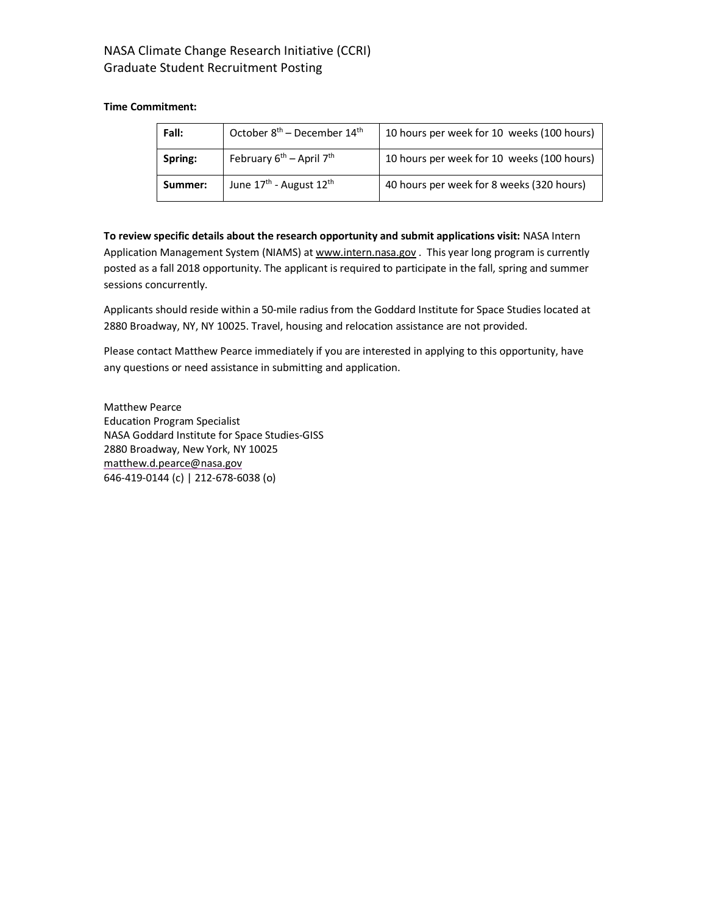NASA Climate Change Research Initiative (CCRI)
Graduate Student Recruitment Posting

**Time Commitment:**

| | | |
|---|---|---|
| **Fall:** | October 8th – December 14th | 10 hours per week for 10 weeks (100 hours) |
| **Spring:** | February 6th – April 7th | 10 hours per week for 10 weeks (100 hours) |
| **Summer:** | June 17th - August 12th | 40 hours per week for 8 weeks (320 hours) |

**To review specific details about the research opportunity and submit applications visit:** NASA Intern Application Management System (NIAMS) at www.intern.nasa.gov . This year long program is currently posted as a fall 2018 opportunity. The applicant is required to participate in the fall, spring and summer sessions concurrently.

Applicants should reside within a 50-mile radius from the Goddard Institute for Space Studies located at 2880 Broadway, NY, NY 10025. Travel, housing and relocation assistance are not provided.

Please contact Matthew Pearce immediately if you are interested in applying to this opportunity, have any questions or need assistance in submitting and application.

Matthew Pearce
Education Program Specialist
NASA Goddard Institute for Space Studies-GISS
2880 Broadway, New York, NY 10025
matthew.d.pearce@nasa.gov
646-419-0144 (c) | 212-678-6038 (o)